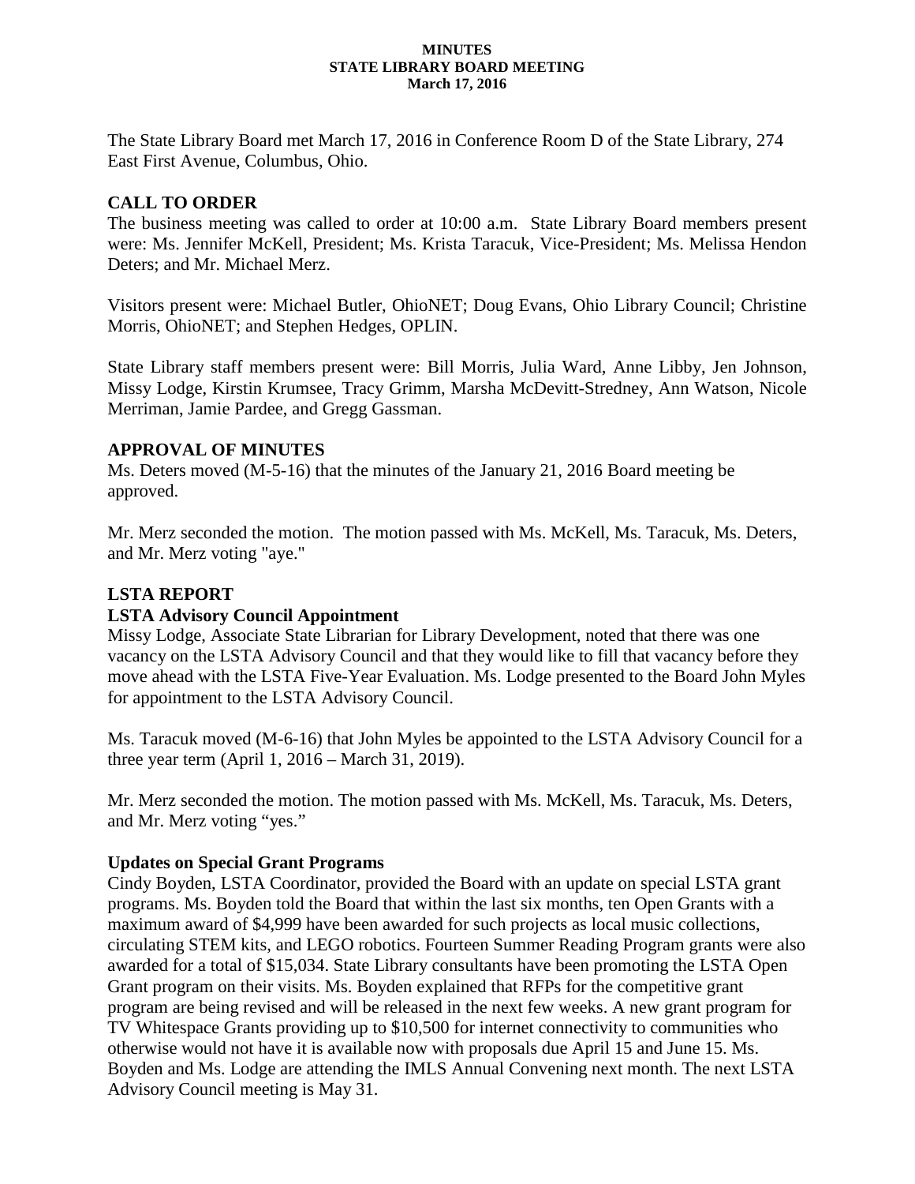**MINUTES**
**STATE LIBRARY BOARD MEETING**
**March 17, 2016**

The State Library Board met March 17, 2016 in Conference Room D of the State Library, 274 East First Avenue, Columbus, Ohio.

## CALL TO ORDER

The business meeting was called to order at 10:00 a.m. State Library Board members present were: Ms. Jennifer McKell, President; Ms. Krista Taracuk, Vice-President; Ms. Melissa Hendon Deters; and Mr. Michael Merz.

Visitors present were: Michael Butler, OhioNET; Doug Evans, Ohio Library Council; Christine Morris, OhioNET; and Stephen Hedges, OPLIN.

State Library staff members present were: Bill Morris, Julia Ward, Anne Libby, Jen Johnson, Missy Lodge, Kirstin Krumsee, Tracy Grimm, Marsha McDevitt-Stredney, Ann Watson, Nicole Merriman, Jamie Pardee, and Gregg Gassman.

## APPROVAL OF MINUTES

Ms. Deters moved (M-5-16) that the minutes of the January 21, 2016 Board meeting be approved.

Mr. Merz seconded the motion. The motion passed with Ms. McKell, Ms. Taracuk, Ms. Deters, and Mr. Merz voting "aye."

## LSTA REPORT

### LSTA Advisory Council Appointment

Missy Lodge, Associate State Librarian for Library Development, noted that there was one vacancy on the LSTA Advisory Council and that they would like to fill that vacancy before they move ahead with the LSTA Five-Year Evaluation. Ms. Lodge presented to the Board John Myles for appointment to the LSTA Advisory Council.

Ms. Taracuk moved (M-6-16) that John Myles be appointed to the LSTA Advisory Council for a three year term (April 1, 2016 – March 31, 2019).

Mr. Merz seconded the motion. The motion passed with Ms. McKell, Ms. Taracuk, Ms. Deters, and Mr. Merz voting "yes."

### Updates on Special Grant Programs

Cindy Boyden, LSTA Coordinator, provided the Board with an update on special LSTA grant programs. Ms. Boyden told the Board that within the last six months, ten Open Grants with a maximum award of $4,999 have been awarded for such projects as local music collections, circulating STEM kits, and LEGO robotics. Fourteen Summer Reading Program grants were also awarded for a total of $15,034. State Library consultants have been promoting the LSTA Open Grant program on their visits. Ms. Boyden explained that RFPs for the competitive grant program are being revised and will be released in the next few weeks. A new grant program for TV Whitespace Grants providing up to $10,500 for internet connectivity to communities who otherwise would not have it is available now with proposals due April 15 and June 15. Ms. Boyden and Ms. Lodge are attending the IMLS Annual Convening next month. The next LSTA Advisory Council meeting is May 31.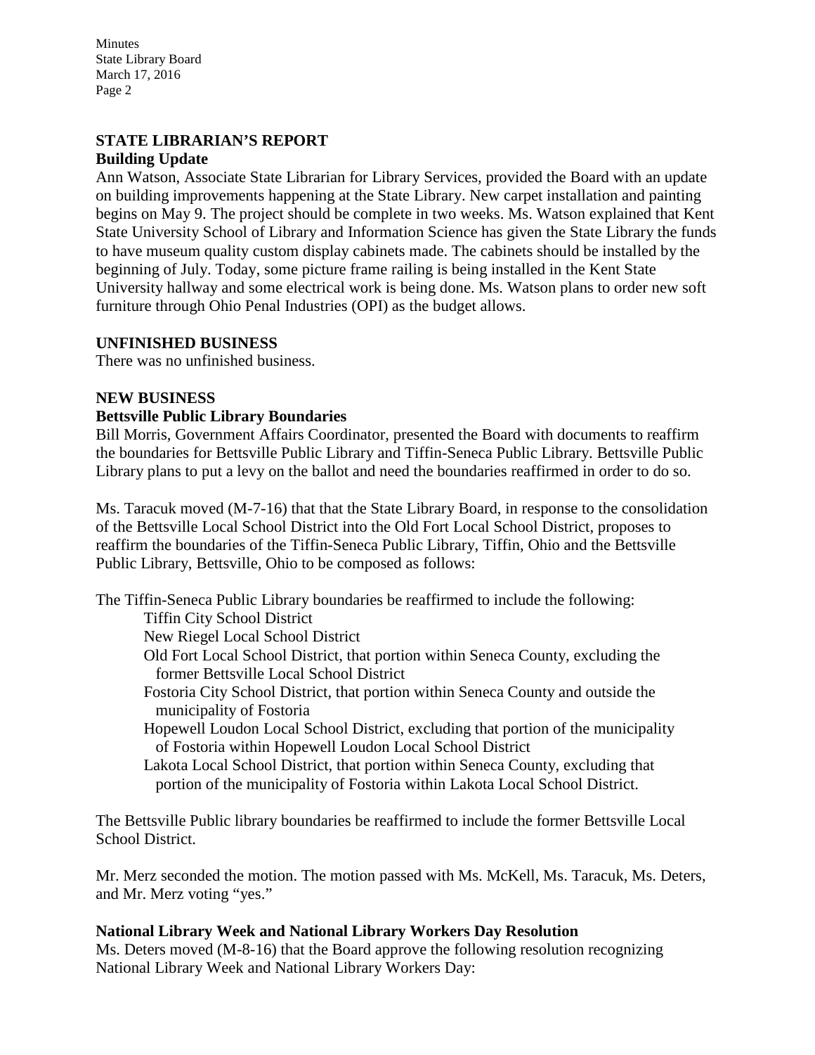## STATE LIBRARIAN'S REPORT

### Building Update

Ann Watson, Associate State Librarian for Library Services, provided the Board with an update on building improvements happening at the State Library. New carpet installation and painting begins on May 9. The project should be complete in two weeks. Ms. Watson explained that Kent State University School of Library and Information Science has given the State Library the funds to have museum quality custom display cabinets made. The cabinets should be installed by the beginning of July. Today, some picture frame railing is being installed in the Kent State University hallway and some electrical work is being done. Ms. Watson plans to order new soft furniture through Ohio Penal Industries (OPI) as the budget allows.

## UNFINISHED BUSINESS

There was no unfinished business.

## NEW BUSINESS

### Bettsville Public Library Boundaries

Bill Morris, Government Affairs Coordinator, presented the Board with documents to reaffirm the boundaries for Bettsville Public Library and Tiffin-Seneca Public Library. Bettsville Public Library plans to put a levy on the ballot and need the boundaries reaffirmed in order to do so.

Ms. Taracuk moved (M-7-16) that that the State Library Board, in response to the consolidation of the Bettsville Local School District into the Old Fort Local School District, proposes to reaffirm the boundaries of the Tiffin-Seneca Public Library, Tiffin, Ohio and the Bettsville Public Library, Bettsville, Ohio to be composed as follows:

The Tiffin-Seneca Public Library boundaries be reaffirmed to include the following:

- Tiffin City School District
- New Riegel Local School District
- Old Fort Local School District, that portion within Seneca County, excluding the former Bettsville Local School District
- Fostoria City School District, that portion within Seneca County and outside the municipality of Fostoria
- Hopewell Loudon Local School District, excluding that portion of the municipality of Fostoria within Hopewell Loudon Local School District
- Lakota Local School District, that portion within Seneca County, excluding that portion of the municipality of Fostoria within Lakota Local School District.

The Bettsville Public library boundaries be reaffirmed to include the former Bettsville Local School District.

Mr. Merz seconded the motion. The motion passed with Ms. McKell, Ms. Taracuk, Ms. Deters, and Mr. Merz voting "yes."

### National Library Week and National Library Workers Day Resolution

Ms. Deters moved (M-8-16) that the Board approve the following resolution recognizing National Library Week and National Library Workers Day: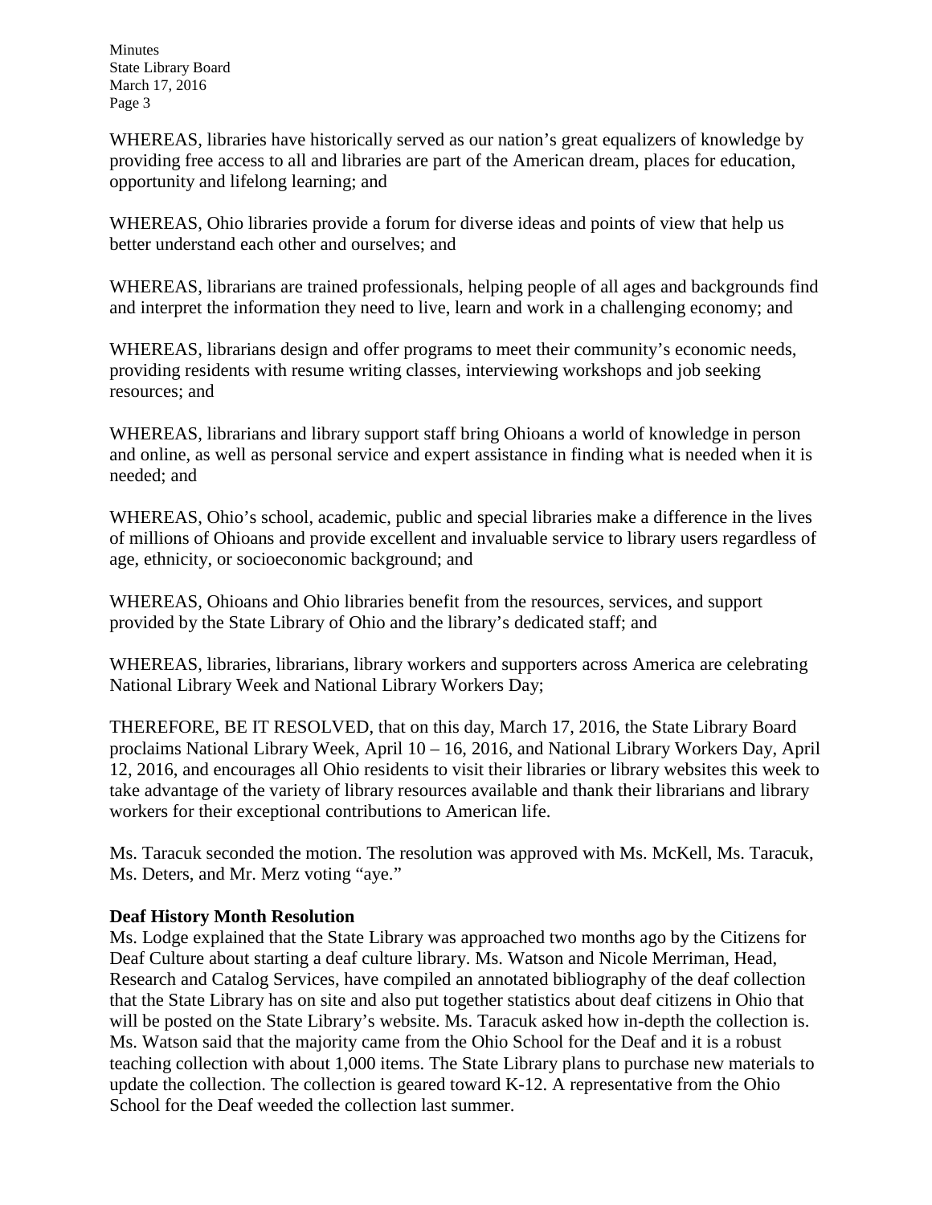WHEREAS, libraries have historically served as our nation's great equalizers of knowledge by providing free access to all and libraries are part of the American dream, places for education, opportunity and lifelong learning; and

WHEREAS, Ohio libraries provide a forum for diverse ideas and points of view that help us better understand each other and ourselves; and

WHEREAS, librarians are trained professionals, helping people of all ages and backgrounds find and interpret the information they need to live, learn and work in a challenging economy; and

WHEREAS, librarians design and offer programs to meet their community's economic needs, providing residents with resume writing classes, interviewing workshops and job seeking resources; and

WHEREAS, librarians and library support staff bring Ohioans a world of knowledge in person and online, as well as personal service and expert assistance in finding what is needed when it is needed; and

WHEREAS, Ohio's school, academic, public and special libraries make a difference in the lives of millions of Ohioans and provide excellent and invaluable service to library users regardless of age, ethnicity, or socioeconomic background; and

WHEREAS, Ohioans and Ohio libraries benefit from the resources, services, and support provided by the State Library of Ohio and the library's dedicated staff; and

WHEREAS, libraries, librarians, library workers and supporters across America are celebrating National Library Week and National Library Workers Day;

THEREFORE, BE IT RESOLVED, that on this day, March 17, 2016, the State Library Board proclaims National Library Week, April 10 – 16, 2016, and National Library Workers Day, April 12, 2016, and encourages all Ohio residents to visit their libraries or library websites this week to take advantage of the variety of library resources available and thank their librarians and library workers for their exceptional contributions to American life.

Ms. Taracuk seconded the motion. The resolution was approved with Ms. McKell, Ms. Taracuk, Ms. Deters, and Mr. Merz voting "aye."

**Deaf History Month Resolution**

Ms. Lodge explained that the State Library was approached two months ago by the Citizens for Deaf Culture about starting a deaf culture library. Ms. Watson and Nicole Merriman, Head, Research and Catalog Services, have compiled an annotated bibliography of the deaf collection that the State Library has on site and also put together statistics about deaf citizens in Ohio that will be posted on the State Library's website. Ms. Taracuk asked how in-depth the collection is. Ms. Watson said that the majority came from the Ohio School for the Deaf and it is a robust teaching collection with about 1,000 items. The State Library plans to purchase new materials to update the collection. The collection is geared toward K-12. A representative from the Ohio School for the Deaf weeded the collection last summer.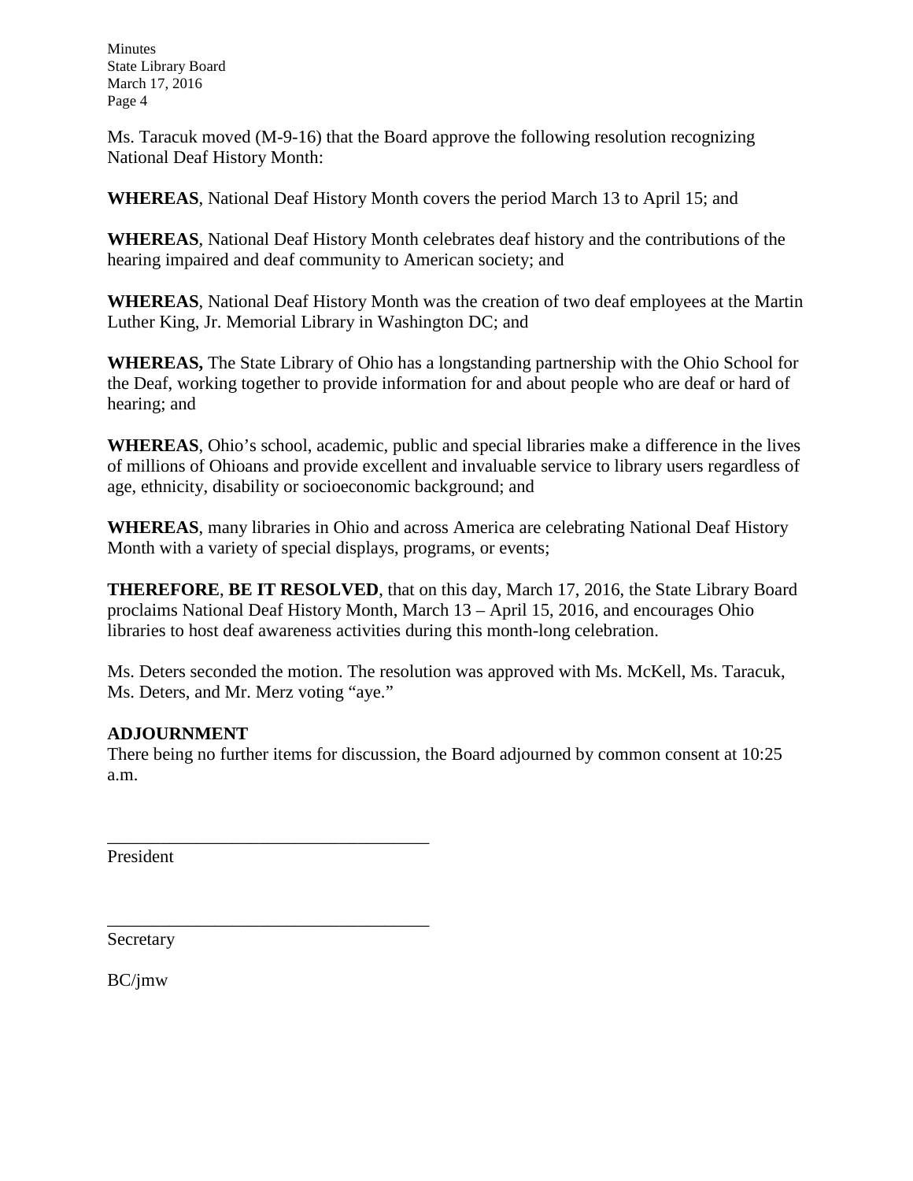Ms. Taracuk moved (M-9-16) that the Board approve the following resolution recognizing National Deaf History Month:

**WHEREAS**, National Deaf History Month covers the period March 13 to April 15; and

**WHEREAS**, National Deaf History Month celebrates deaf history and the contributions of the hearing impaired and deaf community to American society; and

**WHEREAS**, National Deaf History Month was the creation of two deaf employees at the Martin Luther King, Jr. Memorial Library in Washington DC; and

**WHEREAS,** The State Library of Ohio has a longstanding partnership with the Ohio School for the Deaf, working together to provide information for and about people who are deaf or hard of hearing; and

**WHEREAS**, Ohio's school, academic, public and special libraries make a difference in the lives of millions of Ohioans and provide excellent and invaluable service to library users regardless of age, ethnicity, disability or socioeconomic background; and

**WHEREAS**, many libraries in Ohio and across America are celebrating National Deaf History Month with a variety of special displays, programs, or events;

**THEREFORE**, **BE IT RESOLVED**, that on this day, March 17, 2016, the State Library Board proclaims National Deaf History Month, March 13 – April 15, 2016, and encourages Ohio libraries to host deaf awareness activities during this month-long celebration.

Ms. Deters seconded the motion. The resolution was approved with Ms. McKell, Ms. Taracuk, Ms. Deters, and Mr. Merz voting "aye."

**ADJOURNMENT**

There being no further items for discussion, the Board adjourned by common consent at 10:25 a.m.

\_\_\_\_\_\_\_\_\_\_\_\_\_\_\_\_\_\_\_\_\_\_\_\_\_\_\_\_\_\_\_\_\_\_\_\_

President

\_\_\_\_\_\_\_\_\_\_\_\_\_\_\_\_\_\_\_\_\_\_\_\_\_\_\_\_\_\_\_\_\_\_\_\_

Secretary

BC/jmw